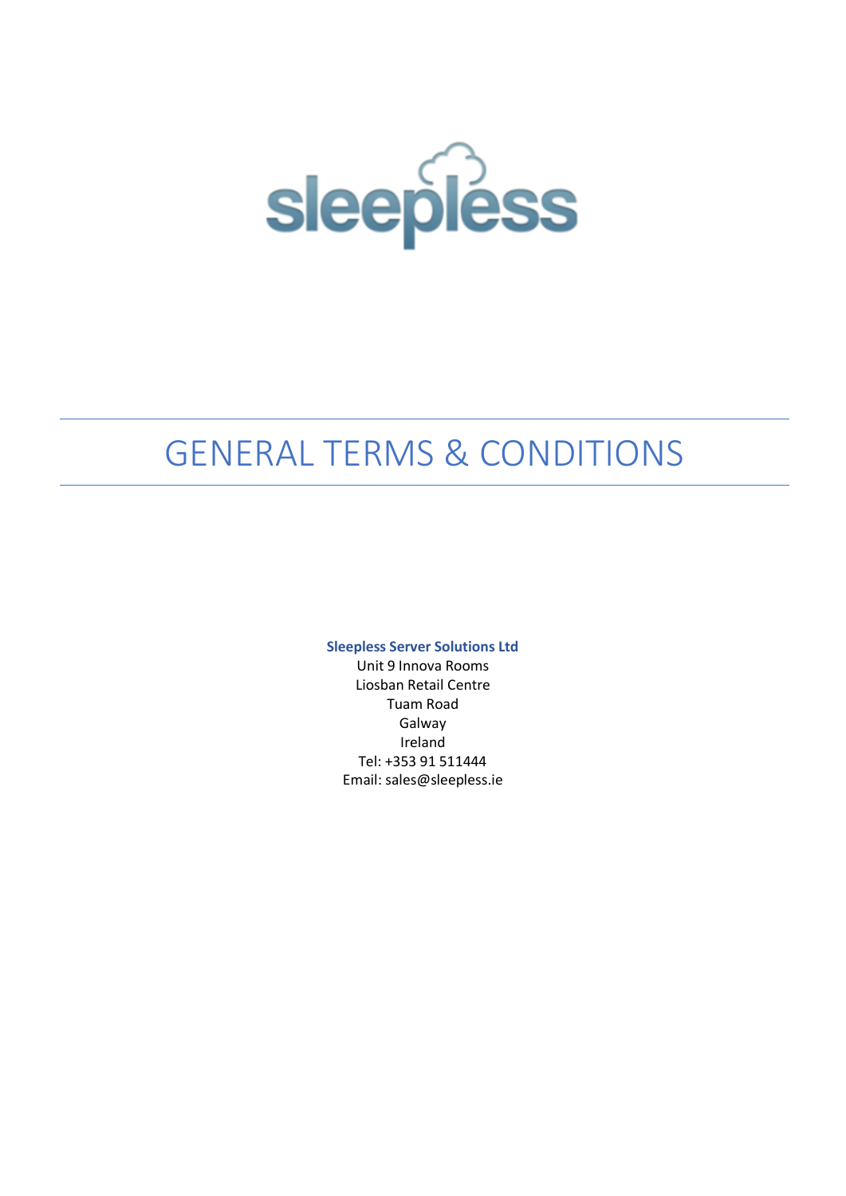sleepless

# GENERAL TERMS & CONDITIONS

**Sleepless Server Solutions Ltd**
Unit 9 Innova Rooms
Liosban Retail Centre
Tuam Road
Galway
Ireland
Tel: +353 91 511444
Email: sales@sleepless.ie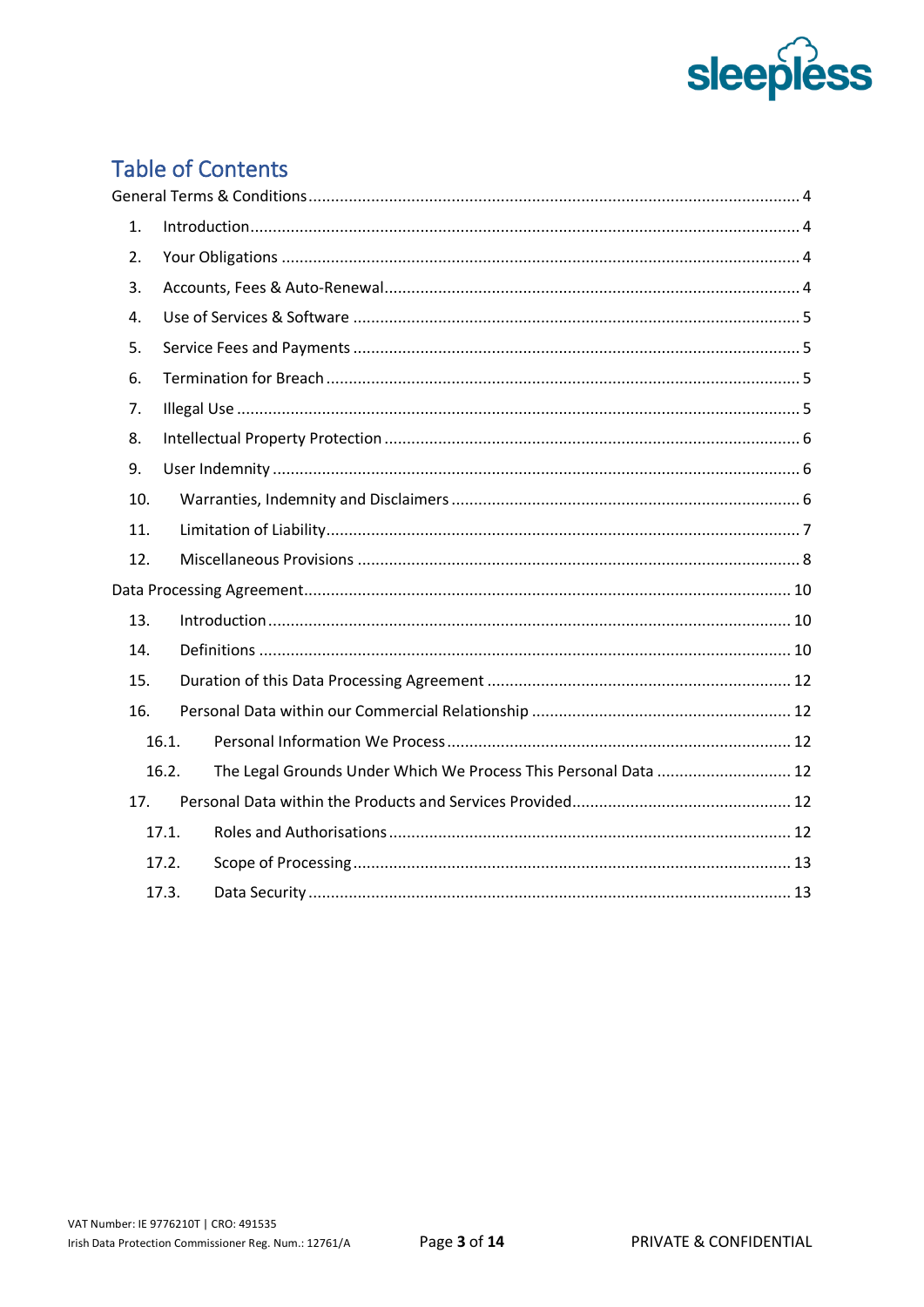## Table of Contents

General Terms & Conditions ..... 4

1. Introduction ..... 4
2. Your Obligations ..... 4
3. Accounts, Fees & Auto-Renewal ..... 4
4. Use of Services & Software ..... 5
5. Service Fees and Payments ..... 5
6. Termination for Breach ..... 5
7. Illegal Use ..... 5
8. Intellectual Property Protection ..... 6
9. User Indemnity ..... 6
10. Warranties, Indemnity and Disclaimers ..... 6
11. Limitation of Liability ..... 7
12. Miscellaneous Provisions ..... 8

Data Processing Agreement ..... 10

13. Introduction ..... 10
14. Definitions ..... 10
15. Duration of this Data Processing Agreement ..... 12
16. Personal Data within our Commercial Relationship ..... 12
    - 16.1. Personal Information We Process ..... 12
    - 16.2. The Legal Grounds Under Which We Process This Personal Data ..... 12
17. Personal Data within the Products and Services Provided ..... 12
    - 17.1. Roles and Authorisations ..... 12
    - 17.2. Scope of Processing ..... 13
    - 17.3. Data Security ..... 13

VAT Number: IE 9776210T | CRO: 491535
Irish Data Protection Commissioner Reg. Num.: 12761/A

PRIVATE & CONFIDENTIAL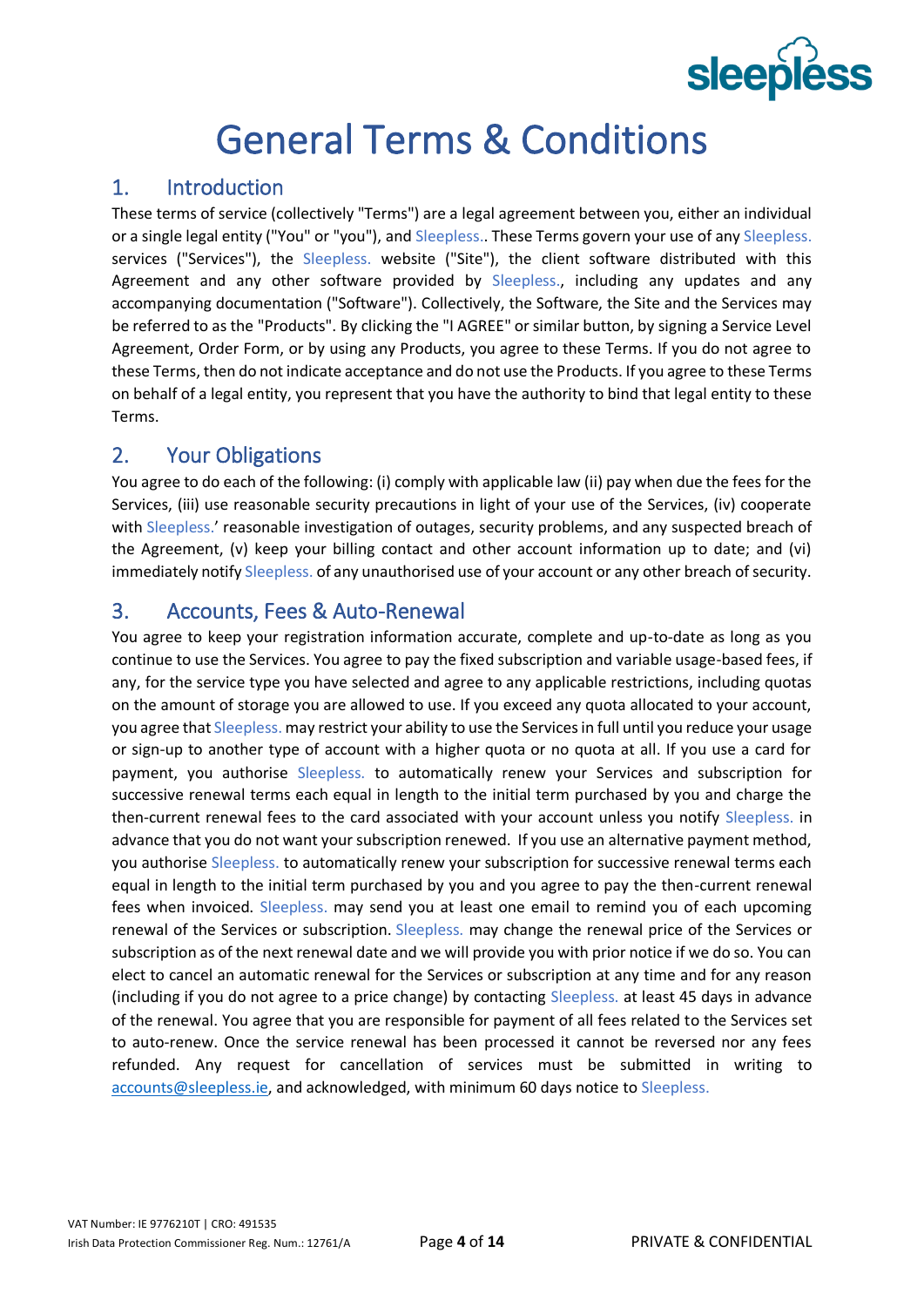# General Terms & Conditions

## 1. Introduction

These terms of service (collectively "Terms") are a legal agreement between you, either an individual or a single legal entity ("You" or "you"), and Sleepless.. These Terms govern your use of any Sleepless. services ("Services"), the Sleepless. website ("Site"), the client software distributed with this Agreement and any other software provided by Sleepless., including any updates and any accompanying documentation ("Software"). Collectively, the Software, the Site and the Services may be referred to as the "Products". By clicking the "I AGREE" or similar button, by signing a Service Level Agreement, Order Form, or by using any Products, you agree to these Terms. If you do not agree to these Terms, then do not indicate acceptance and do not use the Products. If you agree to these Terms on behalf of a legal entity, you represent that you have the authority to bind that legal entity to these Terms.

## 2. Your Obligations

You agree to do each of the following: (i) comply with applicable law (ii) pay when due the fees for the Services, (iii) use reasonable security precautions in light of your use of the Services, (iv) cooperate with Sleepless.' reasonable investigation of outages, security problems, and any suspected breach of the Agreement, (v) keep your billing contact and other account information up to date; and (vi) immediately notify Sleepless. of any unauthorised use of your account or any other breach of security.

## 3. Accounts, Fees & Auto-Renewal

You agree to keep your registration information accurate, complete and up-to-date as long as you continue to use the Services. You agree to pay the fixed subscription and variable usage-based fees, if any, for the service type you have selected and agree to any applicable restrictions, including quotas on the amount of storage you are allowed to use. If you exceed any quota allocated to your account, you agree that Sleepless. may restrict your ability to use the Services in full until you reduce your usage or sign-up to another type of account with a higher quota or no quota at all. If you use a card for payment, you authorise Sleepless. to automatically renew your Services and subscription for successive renewal terms each equal in length to the initial term purchased by you and charge the then-current renewal fees to the card associated with your account unless you notify Sleepless. in advance that you do not want your subscription renewed. If you use an alternative payment method, you authorise Sleepless. to automatically renew your subscription for successive renewal terms each equal in length to the initial term purchased by you and you agree to pay the then-current renewal fees when invoiced. Sleepless. may send you at least one email to remind you of each upcoming renewal of the Services or subscription. Sleepless. may change the renewal price of the Services or subscription as of the next renewal date and we will provide you with prior notice if we do so. You can elect to cancel an automatic renewal for the Services or subscription at any time and for any reason (including if you do not agree to a price change) by contacting Sleepless. at least 45 days in advance of the renewal. You agree that you are responsible for payment of all fees related to the Services set to auto-renew. Once the service renewal has been processed it cannot be reversed nor any fees refunded. Any request for cancellation of services must be submitted in writing to accounts@sleepless.ie, and acknowledged, with minimum 60 days notice to Sleepless.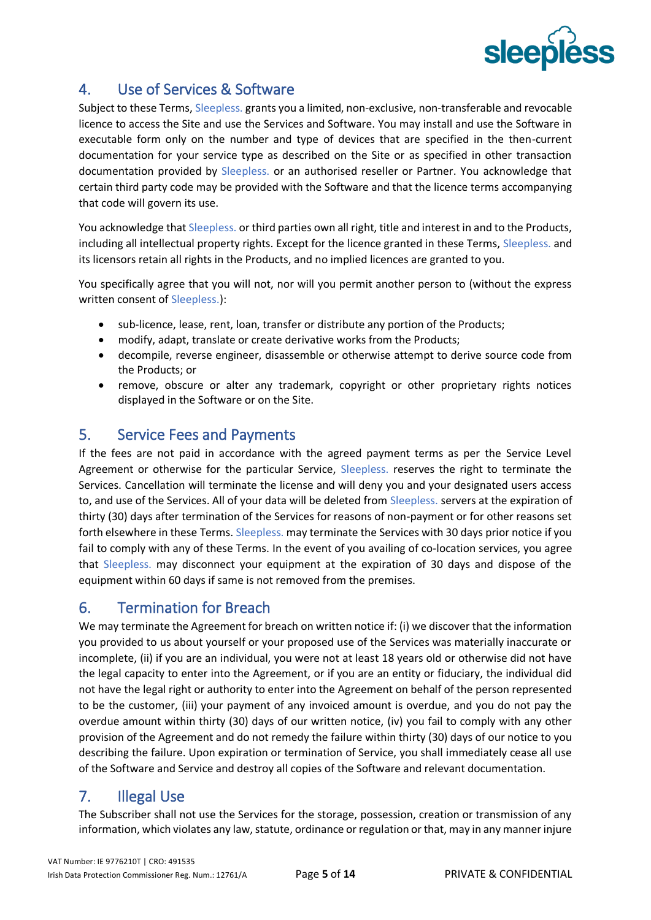## 4. Use of Services & Software

Subject to these Terms, Sleepless. grants you a limited, non-exclusive, non-transferable and revocable licence to access the Site and use the Services and Software. You may install and use the Software in executable form only on the number and type of devices that are specified in the then-current documentation for your service type as described on the Site or as specified in other transaction documentation provided by Sleepless. or an authorised reseller or Partner. You acknowledge that certain third party code may be provided with the Software and that the licence terms accompanying that code will govern its use.

You acknowledge that Sleepless. or third parties own all right, title and interest in and to the Products, including all intellectual property rights. Except for the licence granted in these Terms, Sleepless. and its licensors retain all rights in the Products, and no implied licences are granted to you.

You specifically agree that you will not, nor will you permit another person to (without the express written consent of Sleepless.):

- sub-licence, lease, rent, loan, transfer or distribute any portion of the Products;
- modify, adapt, translate or create derivative works from the Products;
- decompile, reverse engineer, disassemble or otherwise attempt to derive source code from the Products; or
- remove, obscure or alter any trademark, copyright or other proprietary rights notices displayed in the Software or on the Site.

## 5. Service Fees and Payments

If the fees are not paid in accordance with the agreed payment terms as per the Service Level Agreement or otherwise for the particular Service, Sleepless. reserves the right to terminate the Services. Cancellation will terminate the license and will deny you and your designated users access to, and use of the Services. All of your data will be deleted from Sleepless. servers at the expiration of thirty (30) days after termination of the Services for reasons of non-payment or for other reasons set forth elsewhere in these Terms. Sleepless. may terminate the Services with 30 days prior notice if you fail to comply with any of these Terms. In the event of you availing of co-location services, you agree that Sleepless. may disconnect your equipment at the expiration of 30 days and dispose of the equipment within 60 days if same is not removed from the premises.

## 6. Termination for Breach

We may terminate the Agreement for breach on written notice if: (i) we discover that the information you provided to us about yourself or your proposed use of the Services was materially inaccurate or incomplete, (ii) if you are an individual, you were not at least 18 years old or otherwise did not have the legal capacity to enter into the Agreement, or if you are an entity or fiduciary, the individual did not have the legal right or authority to enter into the Agreement on behalf of the person represented to be the customer, (iii) your payment of any invoiced amount is overdue, and you do not pay the overdue amount within thirty (30) days of our written notice, (iv) you fail to comply with any other provision of the Agreement and do not remedy the failure within thirty (30) days of our notice to you describing the failure. Upon expiration or termination of Service, you shall immediately cease all use of the Software and Service and destroy all copies of the Software and relevant documentation.

## 7. Illegal Use

The Subscriber shall not use the Services for the storage, possession, creation or transmission of any information, which violates any law, statute, ordinance or regulation or that, may in any manner injure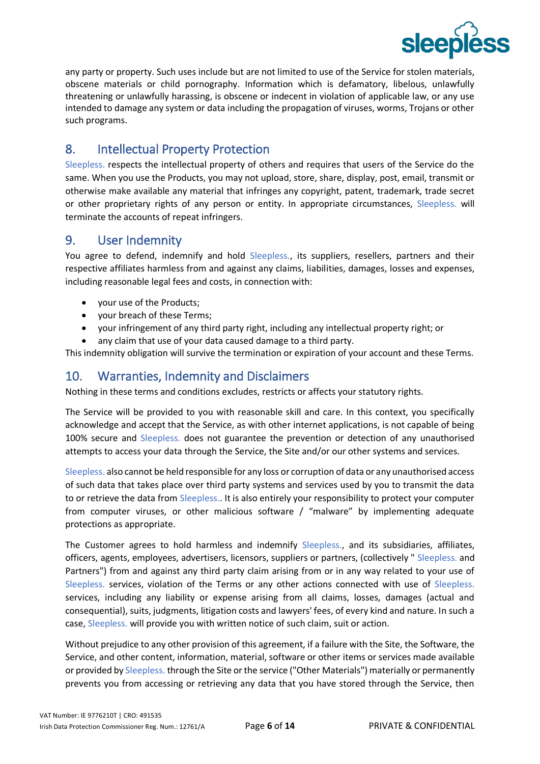any party or property. Such uses include but are not limited to use of the Service for stolen materials, obscene materials or child pornography. Information which is defamatory, libelous, unlawfully threatening or unlawfully harassing, is obscene or indecent in violation of applicable law, or any use intended to damage any system or data including the propagation of viruses, worms, Trojans or other such programs.

## 8. Intellectual Property Protection

Sleepless. respects the intellectual property of others and requires that users of the Service do the same. When you use the Products, you may not upload, store, share, display, post, email, transmit or otherwise make available any material that infringes any copyright, patent, trademark, trade secret or other proprietary rights of any person or entity. In appropriate circumstances, Sleepless. will terminate the accounts of repeat infringers.

## 9. User Indemnity

You agree to defend, indemnify and hold Sleepless., its suppliers, resellers, partners and their respective affiliates harmless from and against any claims, liabilities, damages, losses and expenses, including reasonable legal fees and costs, in connection with:

- your use of the Products;
- your breach of these Terms;
- your infringement of any third party right, including any intellectual property right; or
- any claim that use of your data caused damage to a third party.

This indemnity obligation will survive the termination or expiration of your account and these Terms.

## 10. Warranties, Indemnity and Disclaimers

Nothing in these terms and conditions excludes, restricts or affects your statutory rights.

The Service will be provided to you with reasonable skill and care. In this context, you specifically acknowledge and accept that the Service, as with other internet applications, is not capable of being 100% secure and Sleepless. does not guarantee the prevention or detection of any unauthorised attempts to access your data through the Service, the Site and/or our other systems and services.

Sleepless. also cannot be held responsible for any loss or corruption of data or any unauthorised access of such data that takes place over third party systems and services used by you to transmit the data to or retrieve the data from Sleepless.. It is also entirely your responsibility to protect your computer from computer viruses, or other malicious software / "malware" by implementing adequate protections as appropriate.

The Customer agrees to hold harmless and indemnify Sleepless., and its subsidiaries, affiliates, officers, agents, employees, advertisers, licensors, suppliers or partners, (collectively " Sleepless. and Partners") from and against any third party claim arising from or in any way related to your use of Sleepless. services, violation of the Terms or any other actions connected with use of Sleepless. services, including any liability or expense arising from all claims, losses, damages (actual and consequential), suits, judgments, litigation costs and lawyers' fees, of every kind and nature. In such a case, Sleepless. will provide you with written notice of such claim, suit or action.

Without prejudice to any other provision of this agreement, if a failure with the Site, the Software, the Service, and other content, information, material, software or other items or services made available or provided by Sleepless. through the Site or the service ("Other Materials") materially or permanently prevents you from accessing or retrieving any data that you have stored through the Service, then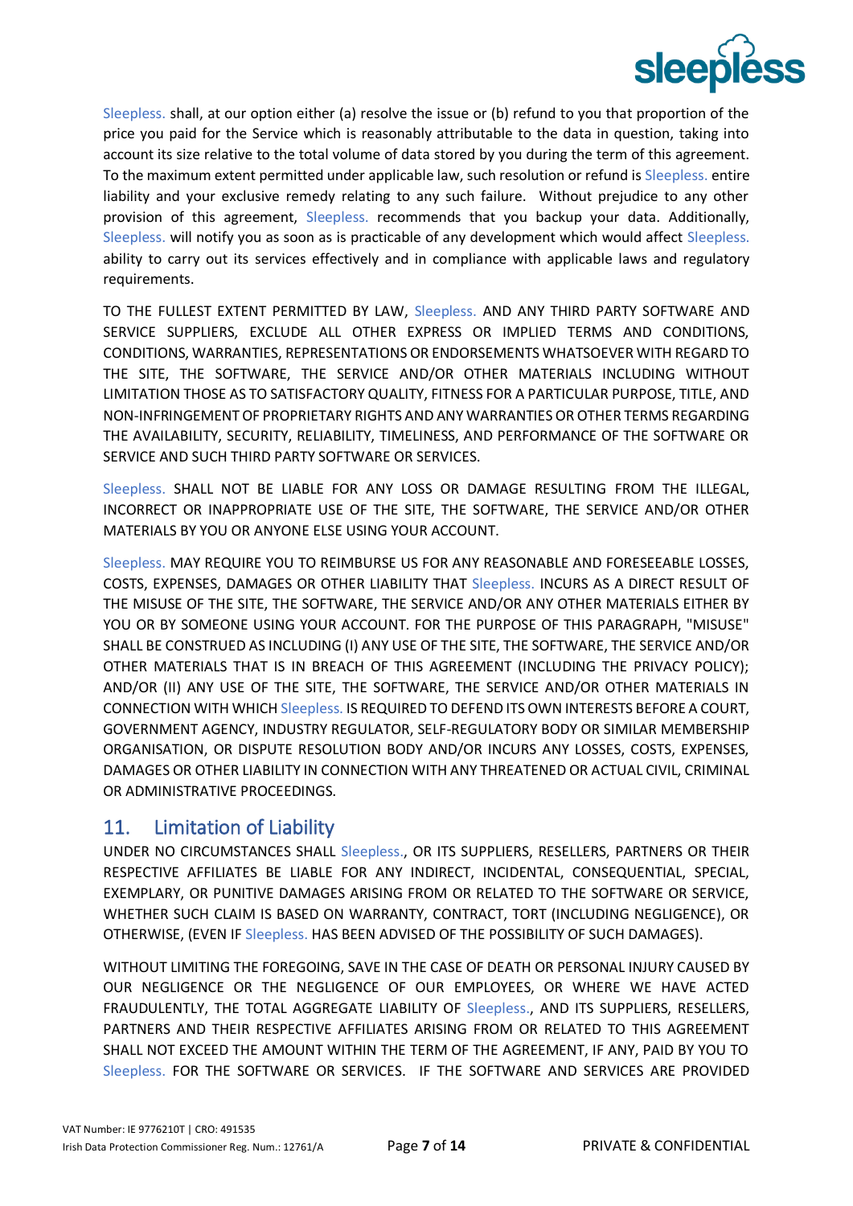Sleepless. shall, at our option either (a) resolve the issue or (b) refund to you that proportion of the price you paid for the Service which is reasonably attributable to the data in question, taking into account its size relative to the total volume of data stored by you during the term of this agreement. To the maximum extent permitted under applicable law, such resolution or refund is Sleepless. entire liability and your exclusive remedy relating to any such failure. Without prejudice to any other provision of this agreement, Sleepless. recommends that you backup your data. Additionally, Sleepless. will notify you as soon as is practicable of any development which would affect Sleepless. ability to carry out its services effectively and in compliance with applicable laws and regulatory requirements.

TO THE FULLEST EXTENT PERMITTED BY LAW, Sleepless. AND ANY THIRD PARTY SOFTWARE AND SERVICE SUPPLIERS, EXCLUDE ALL OTHER EXPRESS OR IMPLIED TERMS AND CONDITIONS, CONDITIONS, WARRANTIES, REPRESENTATIONS OR ENDORSEMENTS WHATSOEVER WITH REGARD TO THE SITE, THE SOFTWARE, THE SERVICE AND/OR OTHER MATERIALS INCLUDING WITHOUT LIMITATION THOSE AS TO SATISFACTORY QUALITY, FITNESS FOR A PARTICULAR PURPOSE, TITLE, AND NON-INFRINGEMENT OF PROPRIETARY RIGHTS AND ANY WARRANTIES OR OTHER TERMS REGARDING THE AVAILABILITY, SECURITY, RELIABILITY, TIMELINESS, AND PERFORMANCE OF THE SOFTWARE OR SERVICE AND SUCH THIRD PARTY SOFTWARE OR SERVICES.

Sleepless. SHALL NOT BE LIABLE FOR ANY LOSS OR DAMAGE RESULTING FROM THE ILLEGAL, INCORRECT OR INAPPROPRIATE USE OF THE SITE, THE SOFTWARE, THE SERVICE AND/OR OTHER MATERIALS BY YOU OR ANYONE ELSE USING YOUR ACCOUNT.

Sleepless. MAY REQUIRE YOU TO REIMBURSE US FOR ANY REASONABLE AND FORESEEABLE LOSSES, COSTS, EXPENSES, DAMAGES OR OTHER LIABILITY THAT Sleepless. INCURS AS A DIRECT RESULT OF THE MISUSE OF THE SITE, THE SOFTWARE, THE SERVICE AND/OR ANY OTHER MATERIALS EITHER BY YOU OR BY SOMEONE USING YOUR ACCOUNT. FOR THE PURPOSE OF THIS PARAGRAPH, "MISUSE" SHALL BE CONSTRUED AS INCLUDING (I) ANY USE OF THE SITE, THE SOFTWARE, THE SERVICE AND/OR OTHER MATERIALS THAT IS IN BREACH OF THIS AGREEMENT (INCLUDING THE PRIVACY POLICY); AND/OR (II) ANY USE OF THE SITE, THE SOFTWARE, THE SERVICE AND/OR OTHER MATERIALS IN CONNECTION WITH WHICH Sleepless. IS REQUIRED TO DEFEND ITS OWN INTERESTS BEFORE A COURT, GOVERNMENT AGENCY, INDUSTRY REGULATOR, SELF-REGULATORY BODY OR SIMILAR MEMBERSHIP ORGANISATION, OR DISPUTE RESOLUTION BODY AND/OR INCURS ANY LOSSES, COSTS, EXPENSES, DAMAGES OR OTHER LIABILITY IN CONNECTION WITH ANY THREATENED OR ACTUAL CIVIL, CRIMINAL OR ADMINISTRATIVE PROCEEDINGS.

## 11. Limitation of Liability

UNDER NO CIRCUMSTANCES SHALL Sleepless., OR ITS SUPPLIERS, RESELLERS, PARTNERS OR THEIR RESPECTIVE AFFILIATES BE LIABLE FOR ANY INDIRECT, INCIDENTAL, CONSEQUENTIAL, SPECIAL, EXEMPLARY, OR PUNITIVE DAMAGES ARISING FROM OR RELATED TO THE SOFTWARE OR SERVICE, WHETHER SUCH CLAIM IS BASED ON WARRANTY, CONTRACT, TORT (INCLUDING NEGLIGENCE), OR OTHERWISE, (EVEN IF Sleepless. HAS BEEN ADVISED OF THE POSSIBILITY OF SUCH DAMAGES).

WITHOUT LIMITING THE FOREGOING, SAVE IN THE CASE OF DEATH OR PERSONAL INJURY CAUSED BY OUR NEGLIGENCE OR THE NEGLIGENCE OF OUR EMPLOYEES, OR WHERE WE HAVE ACTED FRAUDULENTLY, THE TOTAL AGGREGATE LIABILITY OF Sleepless., AND ITS SUPPLIERS, RESELLERS, PARTNERS AND THEIR RESPECTIVE AFFILIATES ARISING FROM OR RELATED TO THIS AGREEMENT SHALL NOT EXCEED THE AMOUNT WITHIN THE TERM OF THE AGREEMENT, IF ANY, PAID BY YOU TO Sleepless. FOR THE SOFTWARE OR SERVICES. IF THE SOFTWARE AND SERVICES ARE PROVIDED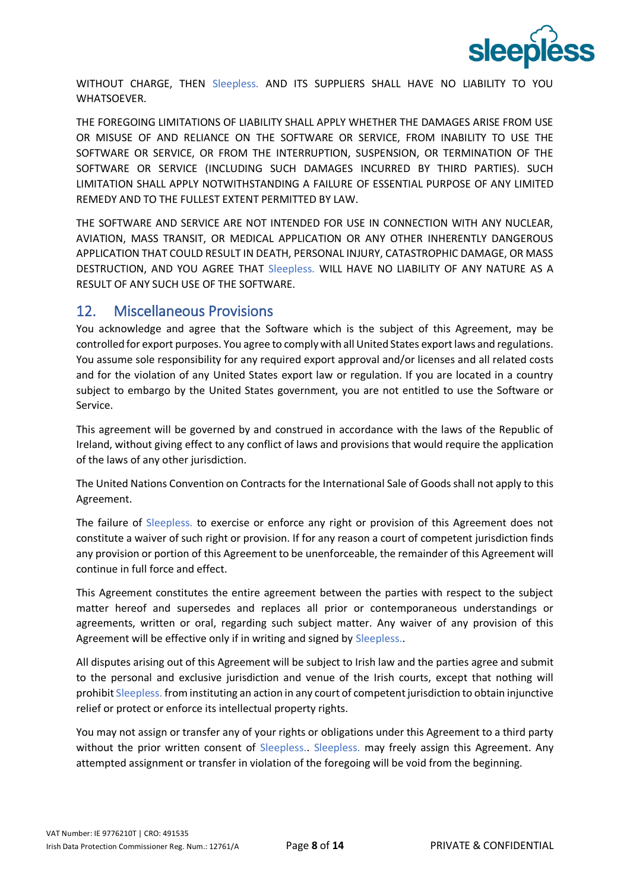WITHOUT CHARGE, THEN Sleepless. AND ITS SUPPLIERS SHALL HAVE NO LIABILITY TO YOU WHATSOEVER.

THE FOREGOING LIMITATIONS OF LIABILITY SHALL APPLY WHETHER THE DAMAGES ARISE FROM USE OR MISUSE OF AND RELIANCE ON THE SOFTWARE OR SERVICE, FROM INABILITY TO USE THE SOFTWARE OR SERVICE, OR FROM THE INTERRUPTION, SUSPENSION, OR TERMINATION OF THE SOFTWARE OR SERVICE (INCLUDING SUCH DAMAGES INCURRED BY THIRD PARTIES). SUCH LIMITATION SHALL APPLY NOTWITHSTANDING A FAILURE OF ESSENTIAL PURPOSE OF ANY LIMITED REMEDY AND TO THE FULLEST EXTENT PERMITTED BY LAW.

THE SOFTWARE AND SERVICE ARE NOT INTENDED FOR USE IN CONNECTION WITH ANY NUCLEAR, AVIATION, MASS TRANSIT, OR MEDICAL APPLICATION OR ANY OTHER INHERENTLY DANGEROUS APPLICATION THAT COULD RESULT IN DEATH, PERSONAL INJURY, CATASTROPHIC DAMAGE, OR MASS DESTRUCTION, AND YOU AGREE THAT Sleepless. WILL HAVE NO LIABILITY OF ANY NATURE AS A RESULT OF ANY SUCH USE OF THE SOFTWARE.

## 12. Miscellaneous Provisions

You acknowledge and agree that the Software which is the subject of this Agreement, may be controlled for export purposes. You agree to comply with all United States export laws and regulations. You assume sole responsibility for any required export approval and/or licenses and all related costs and for the violation of any United States export law or regulation. If you are located in a country subject to embargo by the United States government, you are not entitled to use the Software or Service.

This agreement will be governed by and construed in accordance with the laws of the Republic of Ireland, without giving effect to any conflict of laws and provisions that would require the application of the laws of any other jurisdiction.

The United Nations Convention on Contracts for the International Sale of Goods shall not apply to this Agreement.

The failure of Sleepless. to exercise or enforce any right or provision of this Agreement does not constitute a waiver of such right or provision. If for any reason a court of competent jurisdiction finds any provision or portion of this Agreement to be unenforceable, the remainder of this Agreement will continue in full force and effect.

This Agreement constitutes the entire agreement between the parties with respect to the subject matter hereof and supersedes and replaces all prior or contemporaneous understandings or agreements, written or oral, regarding such subject matter. Any waiver of any provision of this Agreement will be effective only if in writing and signed by Sleepless..

All disputes arising out of this Agreement will be subject to Irish law and the parties agree and submit to the personal and exclusive jurisdiction and venue of the Irish courts, except that nothing will prohibit Sleepless. from instituting an action in any court of competent jurisdiction to obtain injunctive relief or protect or enforce its intellectual property rights.

You may not assign or transfer any of your rights or obligations under this Agreement to a third party without the prior written consent of Sleepless.. Sleepless. may freely assign this Agreement. Any attempted assignment or transfer in violation of the foregoing will be void from the beginning.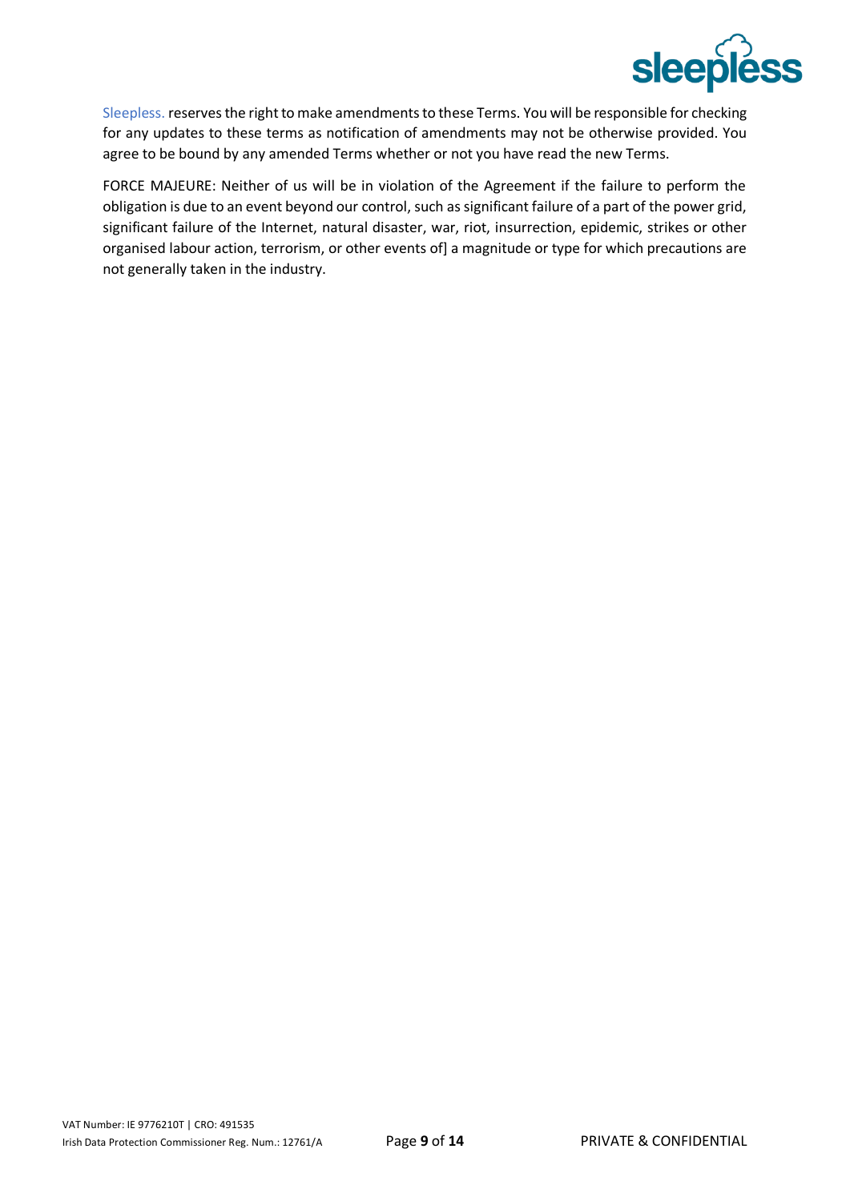Sleepless. reserves the right to make amendments to these Terms. You will be responsible for checking for any updates to these terms as notification of amendments may not be otherwise provided. You agree to be bound by any amended Terms whether or not you have read the new Terms.

FORCE MAJEURE: Neither of us will be in violation of the Agreement if the failure to perform the obligation is due to an event beyond our control, such as significant failure of a part of the power grid, significant failure of the Internet, natural disaster, war, riot, insurrection, epidemic, strikes or other organised labour action, terrorism, or other events of] a magnitude or type for which precautions are not generally taken in the industry.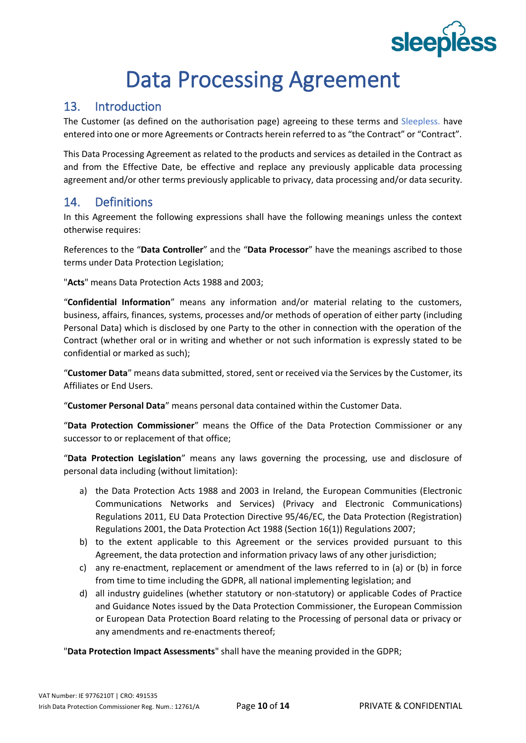# Data Processing Agreement

## 13. Introduction

The Customer (as defined on the authorisation page) agreeing to these terms and Sleepless. have entered into one or more Agreements or Contracts herein referred to as "the Contract" or "Contract".

This Data Processing Agreement as related to the products and services as detailed in the Contract as and from the Effective Date, be effective and replace any previously applicable data processing agreement and/or other terms previously applicable to privacy, data processing and/or data security.

## 14. Definitions

In this Agreement the following expressions shall have the following meanings unless the context otherwise requires:

References to the "**Data Controller**" and the "**Data Processor**" have the meanings ascribed to those terms under Data Protection Legislation;

"**Acts**" means Data Protection Acts 1988 and 2003;

"**Confidential Information**" means any information and/or material relating to the customers, business, affairs, finances, systems, processes and/or methods of operation of either party (including Personal Data) which is disclosed by one Party to the other in connection with the operation of the Contract (whether oral or in writing and whether or not such information is expressly stated to be confidential or marked as such);

"**Customer Data**" means data submitted, stored, sent or received via the Services by the Customer, its Affiliates or End Users.

"**Customer Personal Data**" means personal data contained within the Customer Data.

"**Data Protection Commissioner**" means the Office of the Data Protection Commissioner or any successor to or replacement of that office;

"**Data Protection Legislation**" means any laws governing the processing, use and disclosure of personal data including (without limitation):

a) the Data Protection Acts 1988 and 2003 in Ireland, the European Communities (Electronic Communications Networks and Services) (Privacy and Electronic Communications) Regulations 2011, EU Data Protection Directive 95/46/EC, the Data Protection (Registration) Regulations 2001, the Data Protection Act 1988 (Section 16(1)) Regulations 2007;
b) to the extent applicable to this Agreement or the services provided pursuant to this Agreement, the data protection and information privacy laws of any other jurisdiction;
c) any re-enactment, replacement or amendment of the laws referred to in (a) or (b) in force from time to time including the GDPR, all national implementing legislation; and
d) all industry guidelines (whether statutory or non-statutory) or applicable Codes of Practice and Guidance Notes issued by the Data Protection Commissioner, the European Commission or European Data Protection Board relating to the Processing of personal data or privacy or any amendments and re-enactments thereof;

"**Data Protection Impact Assessments**" shall have the meaning provided in the GDPR;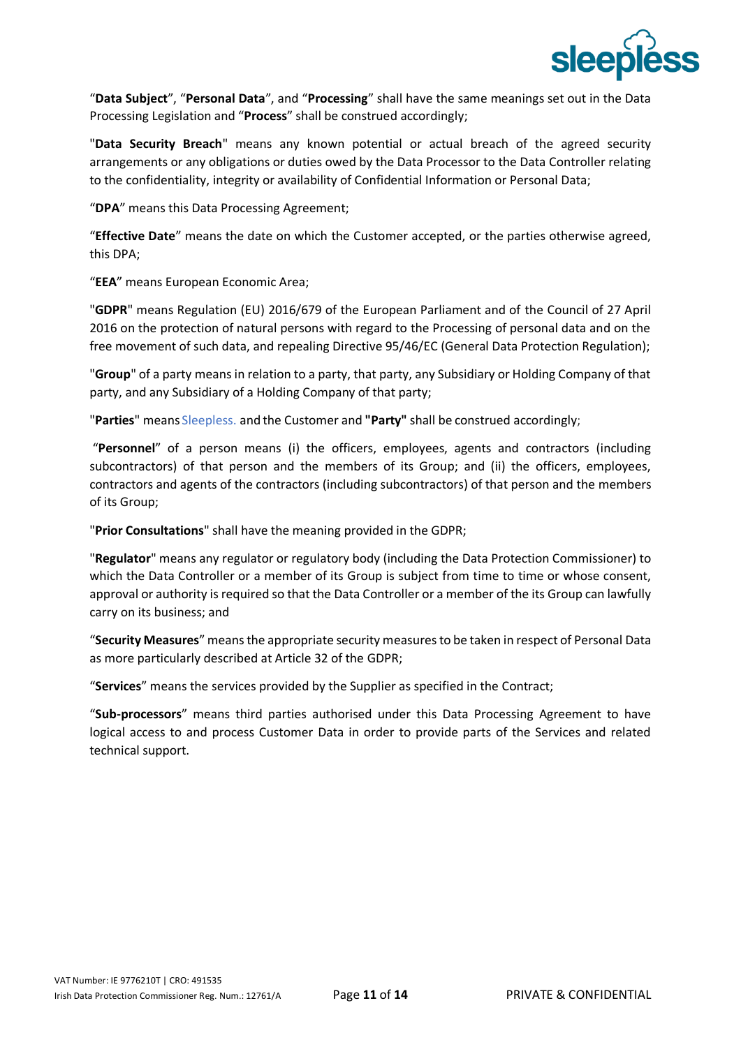"**Data Subject**", "**Personal Data**", and "**Processing**" shall have the same meanings set out in the Data Processing Legislation and "**Process**" shall be construed accordingly;

"**Data Security Breach**" means any known potential or actual breach of the agreed security arrangements or any obligations or duties owed by the Data Processor to the Data Controller relating to the confidentiality, integrity or availability of Confidential Information or Personal Data;

"**DPA**" means this Data Processing Agreement;

"**Effective Date**" means the date on which the Customer accepted, or the parties otherwise agreed, this DPA;

"**EEA**" means European Economic Area;

"**GDPR**" means Regulation (EU) 2016/679 of the European Parliament and of the Council of 27 April 2016 on the protection of natural persons with regard to the Processing of personal data and on the free movement of such data, and repealing Directive 95/46/EC (General Data Protection Regulation);

"**Group**" of a party means in relation to a party, that party, any Subsidiary or Holding Company of that party, and any Subsidiary of a Holding Company of that party;

"**Parties**" means Sleepless. and the Customer and **"Party"** shall be construed accordingly;

"**Personnel**" of a person means (i) the officers, employees, agents and contractors (including subcontractors) of that person and the members of its Group; and (ii) the officers, employees, contractors and agents of the contractors (including subcontractors) of that person and the members of its Group;

"**Prior Consultations**" shall have the meaning provided in the GDPR;

"**Regulator**" means any regulator or regulatory body (including the Data Protection Commissioner) to which the Data Controller or a member of its Group is subject from time to time or whose consent, approval or authority is required so that the Data Controller or a member of the its Group can lawfully carry on its business; and

"**Security Measures**" means the appropriate security measures to be taken in respect of Personal Data as more particularly described at Article 32 of the GDPR;

"**Services**" means the services provided by the Supplier as specified in the Contract;

"**Sub-processors**" means third parties authorised under this Data Processing Agreement to have logical access to and process Customer Data in order to provide parts of the Services and related technical support.

VAT Number: IE 9776210T | CRO: 491535
Irish Data Protection Commissioner Reg. Num.: 12761/A

PRIVATE & CONFIDENTIAL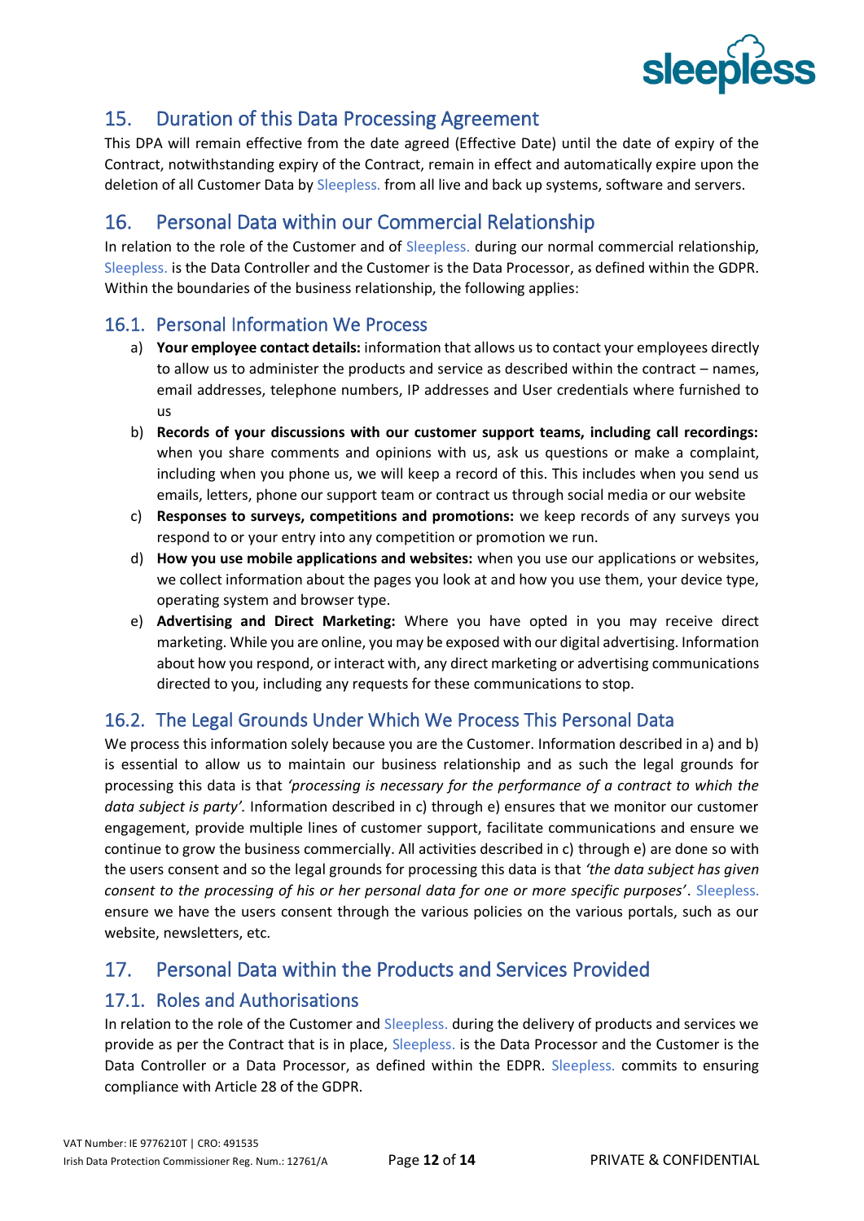## 15. Duration of this Data Processing Agreement

This DPA will remain effective from the date agreed (Effective Date) until the date of expiry of the Contract, notwithstanding expiry of the Contract, remain in effect and automatically expire upon the deletion of all Customer Data by Sleepless. from all live and back up systems, software and servers.

## 16. Personal Data within our Commercial Relationship

In relation to the role of the Customer and of Sleepless. during our normal commercial relationship, Sleepless. is the Data Controller and the Customer is the Data Processor, as defined within the GDPR. Within the boundaries of the business relationship, the following applies:

### 16.1. Personal Information We Process

a) **Your employee contact details:** information that allows us to contact your employees directly to allow us to administer the products and service as described within the contract – names, email addresses, telephone numbers, IP addresses and User credentials where furnished to us

b) **Records of your discussions with our customer support teams, including call recordings:** when you share comments and opinions with us, ask us questions or make a complaint, including when you phone us, we will keep a record of this. This includes when you send us emails, letters, phone our support team or contract us through social media or our website

c) **Responses to surveys, competitions and promotions:** we keep records of any surveys you respond to or your entry into any competition or promotion we run.

d) **How you use mobile applications and websites:** when you use our applications or websites, we collect information about the pages you look at and how you use them, your device type, operating system and browser type.

e) **Advertising and Direct Marketing:** Where you have opted in you may receive direct marketing. While you are online, you may be exposed with our digital advertising. Information about how you respond, or interact with, any direct marketing or advertising communications directed to you, including any requests for these communications to stop.

### 16.2. The Legal Grounds Under Which We Process This Personal Data

We process this information solely because you are the Customer. Information described in a) and b) is essential to allow us to maintain our business relationship and as such the legal grounds for processing this data is that *'processing is necessary for the performance of a contract to which the data subject is party'*. Information described in c) through e) ensures that we monitor our customer engagement, provide multiple lines of customer support, facilitate communications and ensure we continue to grow the business commercially. All activities described in c) through e) are done so with the users consent and so the legal grounds for processing this data is that *'the data subject has given consent to the processing of his or her personal data for one or more specific purposes'*. Sleepless. ensure we have the users consent through the various policies on the various portals, such as our website, newsletters, etc.

## 17. Personal Data within the Products and Services Provided

### 17.1. Roles and Authorisations

In relation to the role of the Customer and Sleepless. during the delivery of products and services we provide as per the Contract that is in place, Sleepless. is the Data Processor and the Customer is the Data Controller or a Data Processor, as defined within the EDPR. Sleepless. commits to ensuring compliance with Article 28 of the GDPR.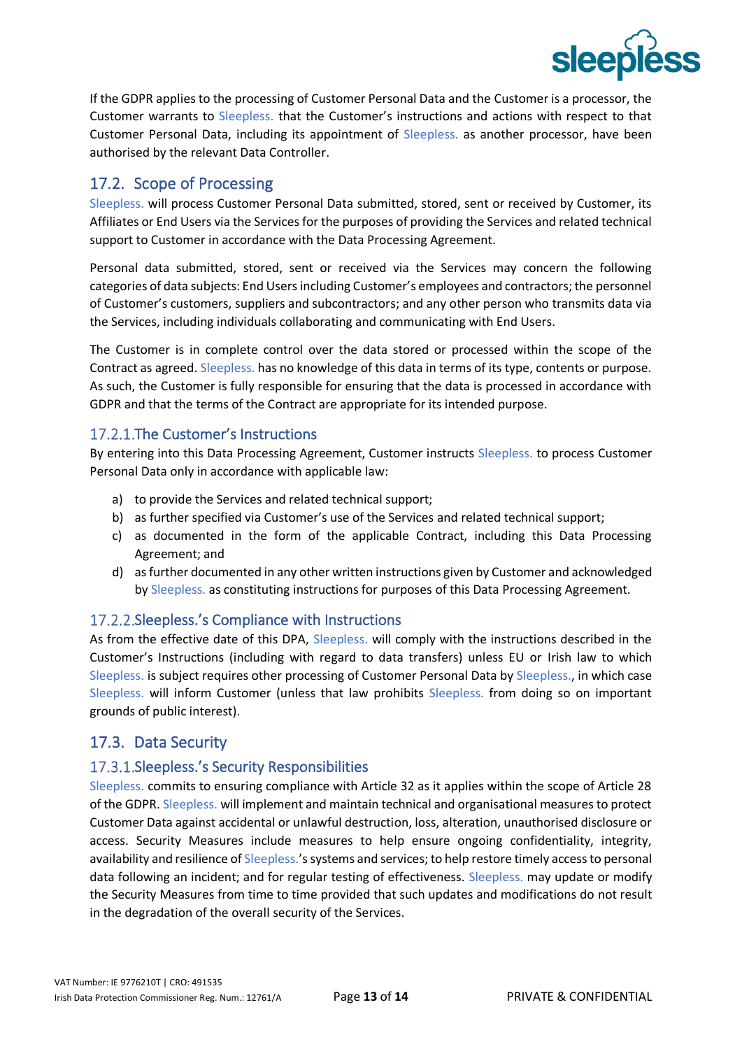If the GDPR applies to the processing of Customer Personal Data and the Customer is a processor, the Customer warrants to Sleepless. that the Customer's instructions and actions with respect to that Customer Personal Data, including its appointment of Sleepless. as another processor, have been authorised by the relevant Data Controller.

## 17.2. Scope of Processing

Sleepless. will process Customer Personal Data submitted, stored, sent or received by Customer, its Affiliates or End Users via the Services for the purposes of providing the Services and related technical support to Customer in accordance with the Data Processing Agreement.

Personal data submitted, stored, sent or received via the Services may concern the following categories of data subjects: End Users including Customer's employees and contractors; the personnel of Customer's customers, suppliers and subcontractors; and any other person who transmits data via the Services, including individuals collaborating and communicating with End Users.

The Customer is in complete control over the data stored or processed within the scope of the Contract as agreed. Sleepless. has no knowledge of this data in terms of its type, contents or purpose. As such, the Customer is fully responsible for ensuring that the data is processed in accordance with GDPR and that the terms of the Contract are appropriate for its intended purpose.

### 17.2.1. The Customer's Instructions

By entering into this Data Processing Agreement, Customer instructs Sleepless. to process Customer Personal Data only in accordance with applicable law:

a) to provide the Services and related technical support;
b) as further specified via Customer's use of the Services and related technical support;
c) as documented in the form of the applicable Contract, including this Data Processing Agreement; and
d) as further documented in any other written instructions given by Customer and acknowledged by Sleepless. as constituting instructions for purposes of this Data Processing Agreement.

### 17.2.2. Sleepless.'s Compliance with Instructions

As from the effective date of this DPA, Sleepless. will comply with the instructions described in the Customer's Instructions (including with regard to data transfers) unless EU or Irish law to which Sleepless. is subject requires other processing of Customer Personal Data by Sleepless., in which case Sleepless. will inform Customer (unless that law prohibits Sleepless. from doing so on important grounds of public interest).

## 17.3. Data Security

### 17.3.1. Sleepless.'s Security Responsibilities

Sleepless. commits to ensuring compliance with Article 32 as it applies within the scope of Article 28 of the GDPR. Sleepless. will implement and maintain technical and organisational measures to protect Customer Data against accidental or unlawful destruction, loss, alteration, unauthorised disclosure or access. Security Measures include measures to help ensure ongoing confidentiality, integrity, availability and resilience of Sleepless.'s systems and services; to help restore timely access to personal data following an incident; and for regular testing of effectiveness. Sleepless. may update or modify the Security Measures from time to time provided that such updates and modifications do not result in the degradation of the overall security of the Services.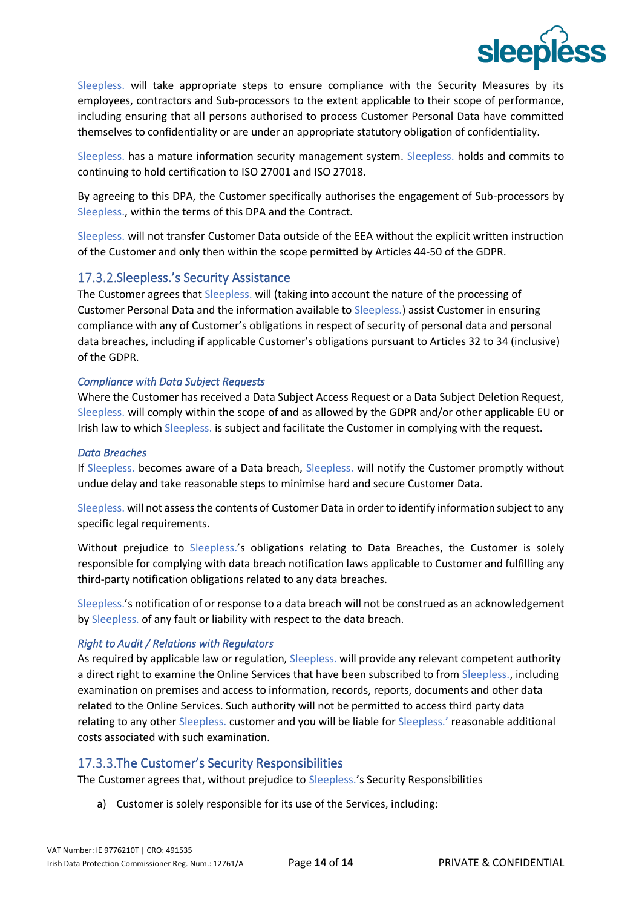Sleepless. will take appropriate steps to ensure compliance with the Security Measures by its employees, contractors and Sub-processors to the extent applicable to their scope of performance, including ensuring that all persons authorised to process Customer Personal Data have committed themselves to confidentiality or are under an appropriate statutory obligation of confidentiality.

Sleepless. has a mature information security management system. Sleepless. holds and commits to continuing to hold certification to ISO 27001 and ISO 27018.

By agreeing to this DPA, the Customer specifically authorises the engagement of Sub-processors by Sleepless., within the terms of this DPA and the Contract.

Sleepless. will not transfer Customer Data outside of the EEA without the explicit written instruction of the Customer and only then within the scope permitted by Articles 44-50 of the GDPR.

## 17.3.2.Sleepless.'s Security Assistance

The Customer agrees that Sleepless. will (taking into account the nature of the processing of Customer Personal Data and the information available to Sleepless.) assist Customer in ensuring compliance with any of Customer's obligations in respect of security of personal data and personal data breaches, including if applicable Customer's obligations pursuant to Articles 32 to 34 (inclusive) of the GDPR.

*Compliance with Data Subject Requests*

Where the Customer has received a Data Subject Access Request or a Data Subject Deletion Request, Sleepless. will comply within the scope of and as allowed by the GDPR and/or other applicable EU or Irish law to which Sleepless. is subject and facilitate the Customer in complying with the request.

*Data Breaches*

If Sleepless. becomes aware of a Data breach, Sleepless. will notify the Customer promptly without undue delay and take reasonable steps to minimise hard and secure Customer Data.

Sleepless. will not assess the contents of Customer Data in order to identify information subject to any specific legal requirements.

Without prejudice to Sleepless.'s obligations relating to Data Breaches, the Customer is solely responsible for complying with data breach notification laws applicable to Customer and fulfilling any third-party notification obligations related to any data breaches.

Sleepless.'s notification of or response to a data breach will not be construed as an acknowledgement by Sleepless. of any fault or liability with respect to the data breach.

*Right to Audit / Relations with Regulators*

As required by applicable law or regulation, Sleepless. will provide any relevant competent authority a direct right to examine the Online Services that have been subscribed to from Sleepless., including examination on premises and access to information, records, reports, documents and other data related to the Online Services. Such authority will not be permitted to access third party data relating to any other Sleepless. customer and you will be liable for Sleepless.' reasonable additional costs associated with such examination.

## 17.3.3.The Customer's Security Responsibilities

The Customer agrees that, without prejudice to Sleepless.'s Security Responsibilities

a) Customer is solely responsible for its use of the Services, including: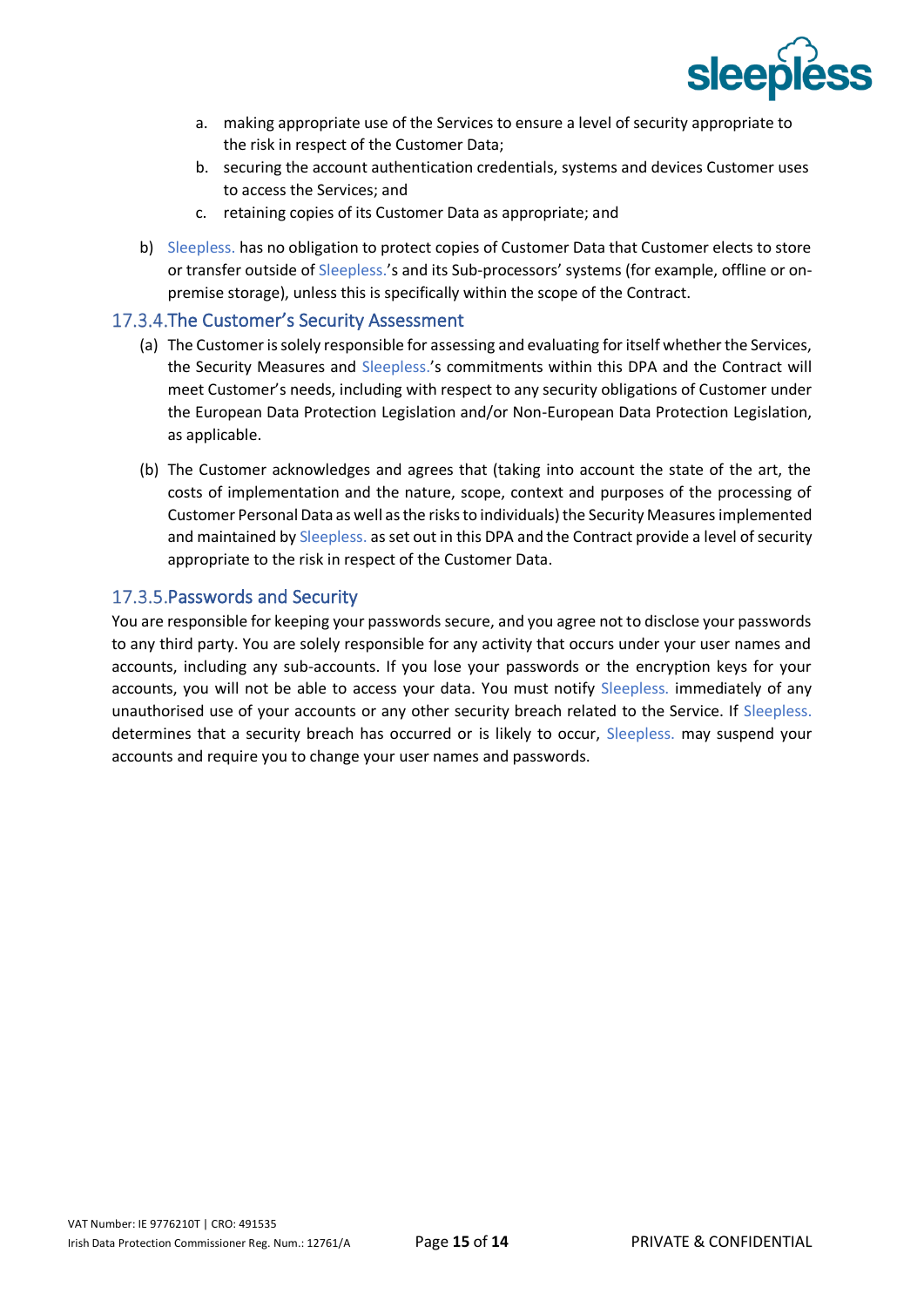a. making appropriate use of the Services to ensure a level of security appropriate to the risk in respect of the Customer Data;
b. securing the account authentication credentials, systems and devices Customer uses to access the Services; and
c. retaining copies of its Customer Data as appropriate; and

b) Sleepless. has no obligation to protect copies of Customer Data that Customer elects to store or transfer outside of Sleepless.'s and its Sub-processors' systems (for example, offline or on-premise storage), unless this is specifically within the scope of the Contract.

### 17.3.4.The Customer's Security Assessment

(a) The Customer is solely responsible for assessing and evaluating for itself whether the Services, the Security Measures and Sleepless.'s commitments within this DPA and the Contract will meet Customer's needs, including with respect to any security obligations of Customer under the European Data Protection Legislation and/or Non-European Data Protection Legislation, as applicable.

(b) The Customer acknowledges and agrees that (taking into account the state of the art, the costs of implementation and the nature, scope, context and purposes of the processing of Customer Personal Data as well as the risks to individuals) the Security Measures implemented and maintained by Sleepless. as set out in this DPA and the Contract provide a level of security appropriate to the risk in respect of the Customer Data.

### 17.3.5.Passwords and Security

You are responsible for keeping your passwords secure, and you agree not to disclose your passwords to any third party. You are solely responsible for any activity that occurs under your user names and accounts, including any sub-accounts. If you lose your passwords or the encryption keys for your accounts, you will not be able to access your data. You must notify Sleepless. immediately of any unauthorised use of your accounts or any other security breach related to the Service. If Sleepless. determines that a security breach has occurred or is likely to occur, Sleepless. may suspend your accounts and require you to change your user names and passwords.